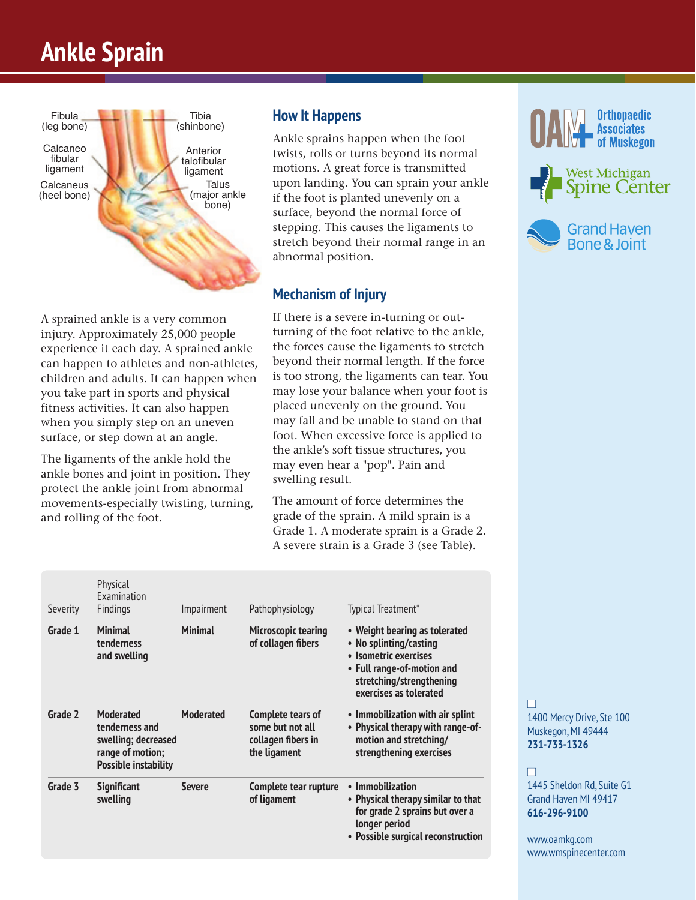# Ankle Sprain

Fibula (leg bone)

Tibia (shinbone)

Calcaneo fibular ligament

Anterior talofibular ligament

Calcaneus (heel bone)

Talus (major ankle bone)

A sprained ankle is a very common injury. Approximately 25,000 people experience it each day. A sprained ankle can happen to athletes and non-athletes, children and adults. It can happen when you take part in sports and physical fitness activities. It can also happen when you simply step on an uneven surface, or step down at an angle.

The ligaments of the ankle hold the ankle bones and joint in position. They protect the ankle joint from abnormal movements-especially twisting, turning, and rolling of the foot.

## How It Happens

Ankle sprains happen when the foot twists, rolls or turns beyond its normal motions. A great force is transmitted upon landing. You can sprain your ankle if the foot is planted unevenly on a surface, beyond the normal force of stepping. This causes the ligaments to stretch beyond their normal range in an abnormal position.

## Mechanism of Injury

If there is a severe in-turning or out-turning of the foot relative to the ankle, the forces cause the ligaments to stretch beyond their normal length. If the force is too strong, the ligaments can tear. You may lose your balance when your foot is placed unevenly on the ground. You may fall and be unable to stand on that foot. When excessive force is applied to the ankle's soft tissue structures, you may even hear a "pop". Pain and swelling result.

The amount of force determines the grade of the sprain. A mild sprain is a Grade 1. A moderate sprain is a Grade 2. A severe strain is a Grade 3 (see Table).

| Severity | Physical Examination Findings | Impairment | Pathophysiology | Typical Treatment* |
|---|---|---|---|---|
| **Grade 1** | **Minimal tenderness and swelling** | **Minimal** | **Microscopic tearing of collagen fibers** | • **Weight bearing as tolerated**<br>• **No splinting/casting**<br>• **Isometric exercises**<br>• **Full range-of-motion and stretching/strengthening exercises as tolerated** |
| **Grade 2** | **Moderated tenderness and swelling; decreased range of motion; Possible instability** | **Moderated** | **Complete tears of some but not all collagen fibers in the ligament** | • **Immobilization with air splint**<br>• **Physical therapy with range-of-motion and stretching/strengthening exercises** |
| **Grade 3** | **Significant swelling** | **Severe** | **Complete tear rupture of ligament** | • **Immobilization**<br>• **Physical therapy similar to that for grade 2 sprains but over a longer period**<br>• **Possible surgical reconstruction** |

OAM Orthopaedic Associates of Muskegon

West Michigan Spine Center

Grand Haven Bone & Joint

1400 Mercy Drive, Ste 100
Muskegon, MI 49444
**231-733-1326**

1445 Sheldon Rd, Suite G1
Grand Haven MI 49417
**616-296-9100**

www.oamkg.com
www.wmspinecenter.com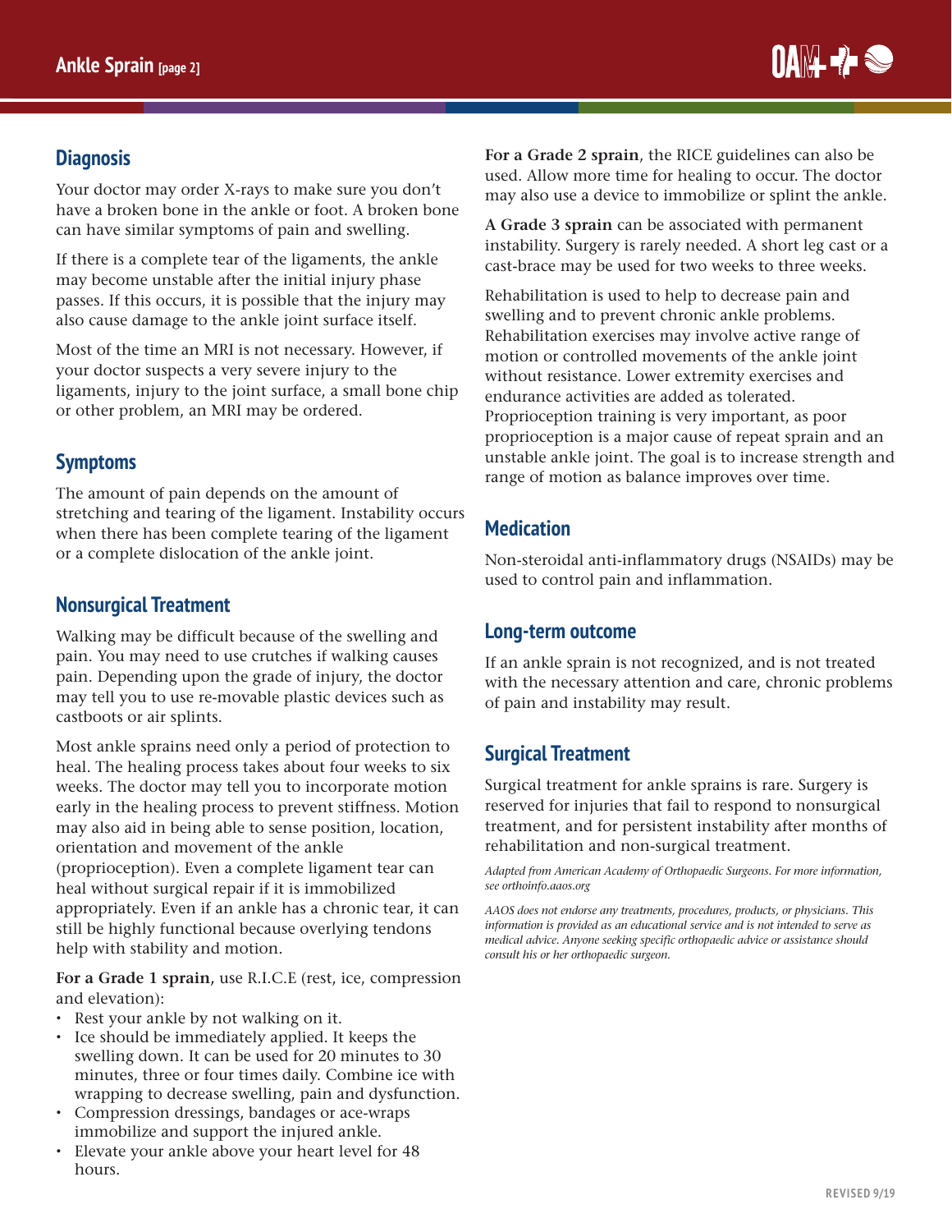## Diagnosis

Your doctor may order X-rays to make sure you don't have a broken bone in the ankle or foot. A broken bone can have similar symptoms of pain and swelling.

If there is a complete tear of the ligaments, the ankle may become unstable after the initial injury phase passes. If this occurs, it is possible that the injury may also cause damage to the ankle joint surface itself.

Most of the time an MRI is not necessary. However, if your doctor suspects a very severe injury to the ligaments, injury to the joint surface, a small bone chip or other problem, an MRI may be ordered.

## Symptoms

The amount of pain depends on the amount of stretching and tearing of the ligament. Instability occurs when there has been complete tearing of the ligament or a complete dislocation of the ankle joint.

## Nonsurgical Treatment

Walking may be difficult because of the swelling and pain. You may need to use crutches if walking causes pain. Depending upon the grade of injury, the doctor may tell you to use re-movable plastic devices such as castboots or air splints.

Most ankle sprains need only a period of protection to heal. The healing process takes about four weeks to six weeks. The doctor may tell you to incorporate motion early in the healing process to prevent stiffness. Motion may also aid in being able to sense position, location, orientation and movement of the ankle (proprioception). Even a complete ligament tear can heal without surgical repair if it is immobilized appropriately. Even if an ankle has a chronic tear, it can still be highly functional because overlying tendons help with stability and motion.

**For a Grade 1 sprain**, use R.I.C.E (rest, ice, compression and elevation):

- Rest your ankle by not walking on it.
- Ice should be immediately applied. It keeps the swelling down. It can be used for 20 minutes to 30 minutes, three or four times daily. Combine ice with wrapping to decrease swelling, pain and dysfunction.
- Compression dressings, bandages or ace-wraps immobilize and support the injured ankle.
- Elevate your ankle above your heart level for 48 hours.

**For a Grade 2 sprain**, the RICE guidelines can also be used. Allow more time for healing to occur. The doctor may also use a device to immobilize or splint the ankle.

**A Grade 3 sprain** can be associated with permanent instability. Surgery is rarely needed. A short leg cast or a cast-brace may be used for two weeks to three weeks.

Rehabilitation is used to help to decrease pain and swelling and to prevent chronic ankle problems. Rehabilitation exercises may involve active range of motion or controlled movements of the ankle joint without resistance. Lower extremity exercises and endurance activities are added as tolerated. Proprioception training is very important, as poor proprioception is a major cause of repeat sprain and an unstable ankle joint. The goal is to increase strength and range of motion as balance improves over time.

## Medication

Non-steroidal anti-inflammatory drugs (NSAIDs) may be used to control pain and inflammation.

## Long-term outcome

If an ankle sprain is not recognized, and is not treated with the necessary attention and care, chronic problems of pain and instability may result.

## Surgical Treatment

Surgical treatment for ankle sprains is rare. Surgery is reserved for injuries that fail to respond to nonsurgical treatment, and for persistent instability after months of rehabilitation and non-surgical treatment.

*Adapted from American Academy of Orthopaedic Surgeons. For more information, see orthoinfo.aaos.org*

*AAOS does not endorse any treatments, procedures, products, or physicians. This information is provided as an educational service and is not intended to serve as medical advice. Anyone seeking specific orthopaedic advice or assistance should consult his or her orthopaedic surgeon.*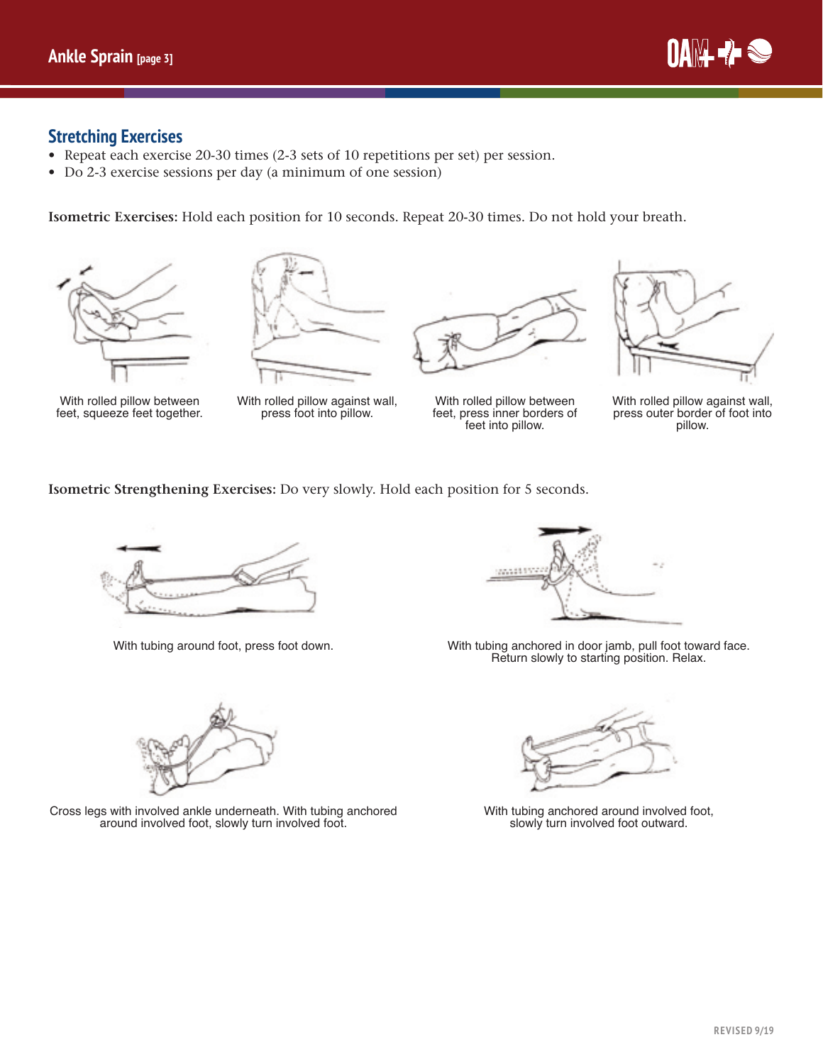## Stretching Exercises

- Repeat each exercise 20-30 times (2-3 sets of 10 repetitions per set) per session.
- Do 2-3 exercise sessions per day (a minimum of one session)

**Isometric Exercises:** Hold each position for 10 seconds. Repeat 20-30 times. Do not hold your breath.

With rolled pillow between feet, squeeze feet together.

With rolled pillow against wall, press foot into pillow.

With rolled pillow between feet, press inner borders of feet into pillow.

With rolled pillow against wall, press outer border of foot into pillow.

**Isometric Strengthening Exercises:** Do very slowly. Hold each position for 5 seconds.

With tubing around foot, press foot down.

With tubing anchored in door jamb, pull foot toward face. Return slowly to starting position. Relax.

Cross legs with involved ankle underneath. With tubing anchored around involved foot, slowly turn involved foot.

With tubing anchored around involved foot, slowly turn involved foot outward.